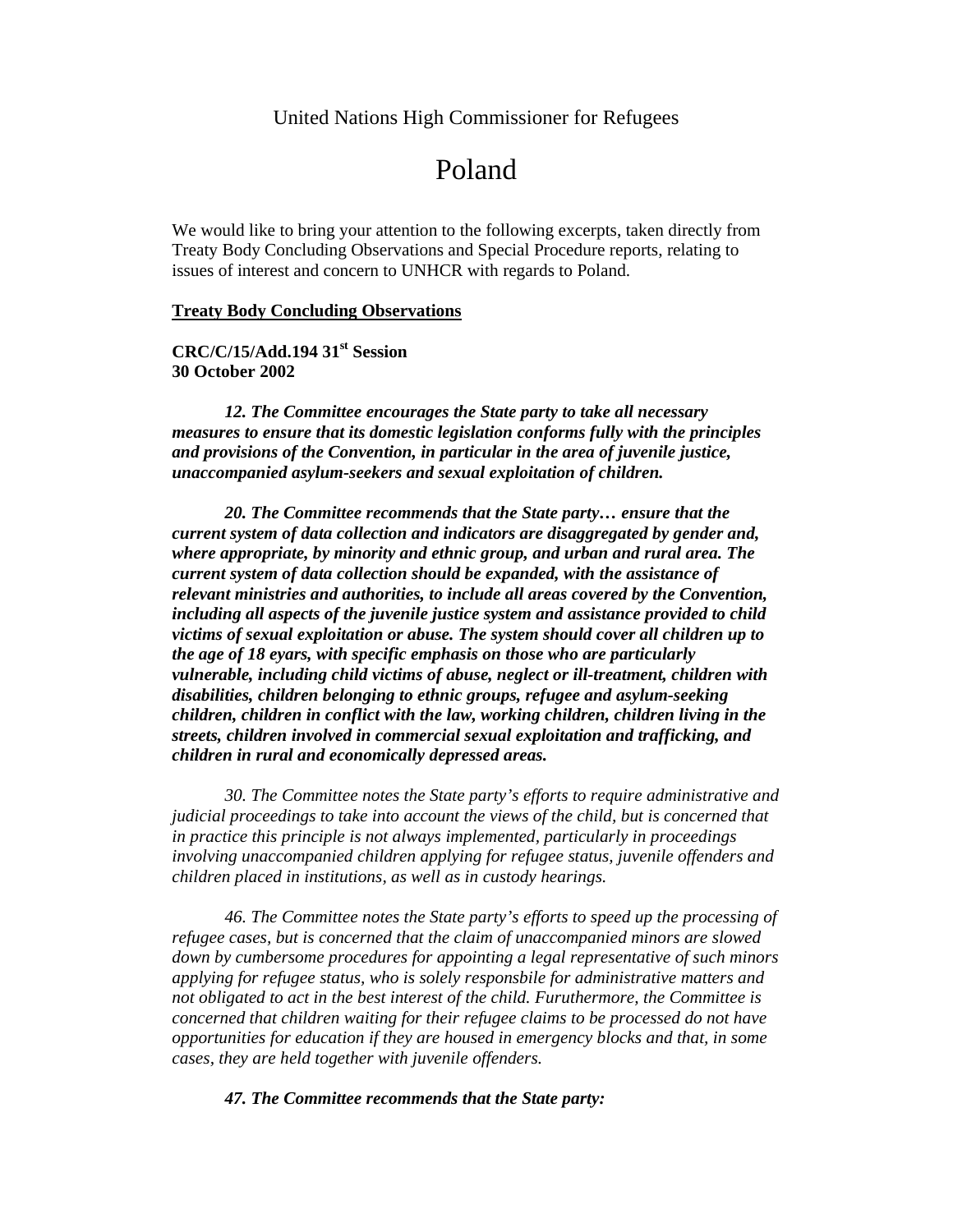United Nations High Commissioner for Refugees

# Poland

We would like to bring your attention to the following excerpts, taken directly from Treaty Body Concluding Observations and Special Procedure reports, relating to issues of interest and concern to UNHCR with regards to Poland.

**Treaty Body Concluding Observations**

**CRC/C/15/Add.194 31st Session**
**30 October 2002**

***12. The Committee encourages the State party to take all necessary measures to ensure that its domestic legislation conforms fully with the principles and provisions of the Convention, in particular in the area of juvenile justice, unaccompanied asylum-seekers and sexual exploitation of children.***

***20. The Committee recommends that the State party… ensure that the current system of data collection and indicators are disaggregated by gender and, where appropriate, by minority and ethnic group, and urban and rural area. The current system of data collection should be expanded, with the assistance of relevant ministries and authorities, to include all areas covered by the Convention, including all aspects of the juvenile justice system and assistance provided to child victims of sexual exploitation or abuse. The system should cover all children up to the age of 18 eyars, with specific emphasis on those who are particularly vulnerable, including child victims of abuse, neglect or ill-treatment, children with disabilities, children belonging to ethnic groups, refugee and asylum-seeking children, children in conflict with the law, working children, children living in the streets, children involved in commercial sexual exploitation and trafficking, and children in rural and economically depressed areas.***

*30. The Committee notes the State party's efforts to require administrative and judicial proceedings to take into account the views of the child, but is concerned that in practice this principle is not always implemented, particularly in proceedings involving unaccompanied children applying for refugee status, juvenile offenders and children placed in institutions, as well as in custody hearings.*

*46. The Committee notes the State party's efforts to speed up the processing of refugee cases, but is concerned that the claim of unaccompanied minors are slowed down by cumbersome procedures for appointing a legal representative of such minors applying for refugee status, who is solely responsbile for administrative matters and not obligated to act in the best interest of the child. Furuthermore, the Committee is concerned that children waiting for their refugee claims to be processed do not have opportunities for education if they are housed in emergency blocks and that, in some cases, they are held together with juvenile offenders.*

***47. The Committee recommends that the State party:***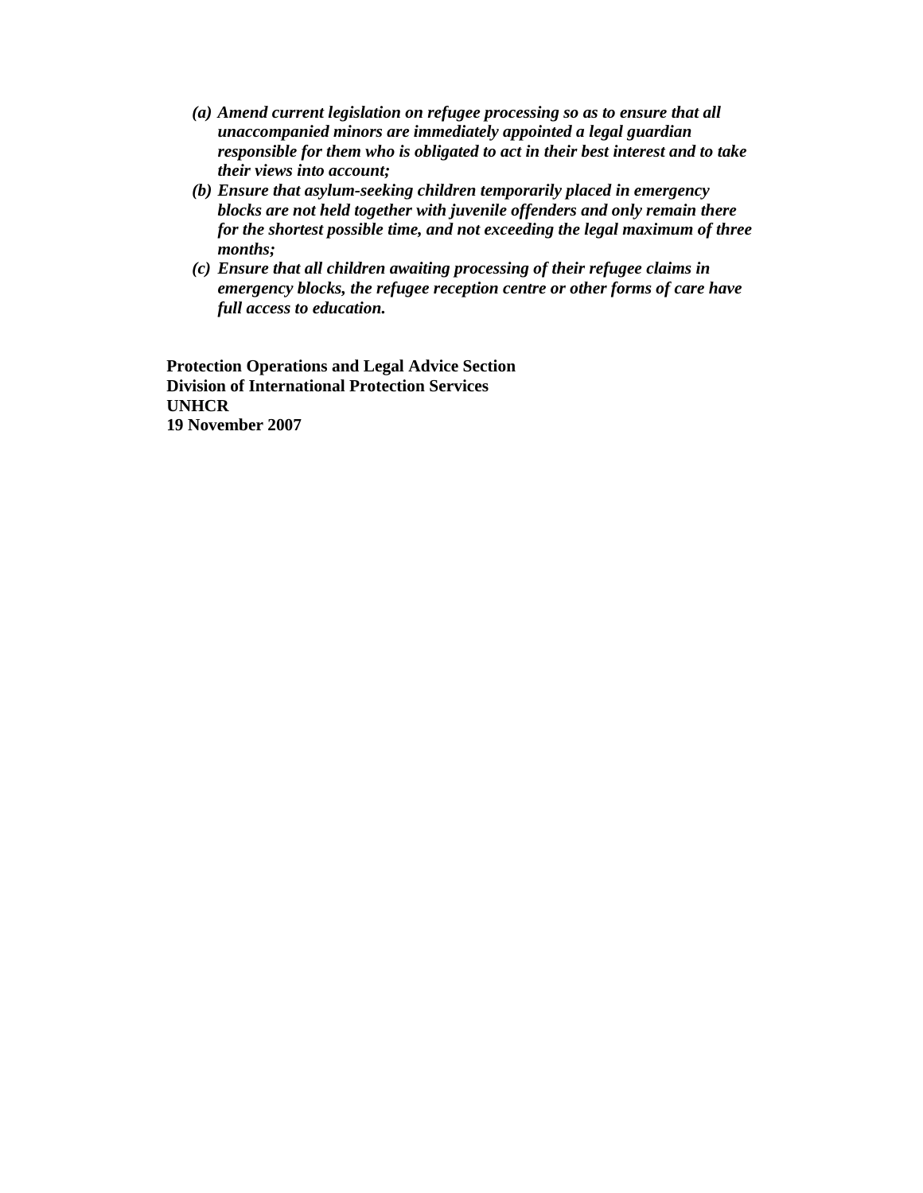- ***(a) Amend current legislation on refugee processing so as to ensure that all unaccompanied minors are immediately appointed a legal guardian responsible for them who is obligated to act in their best interest and to take their views into account;***
- ***(b) Ensure that asylum-seeking children temporarily placed in emergency blocks are not held together with juvenile offenders and only remain there for the shortest possible time, and not exceeding the legal maximum of three months;***
- ***(c) Ensure that all children awaiting processing of their refugee claims in emergency blocks, the refugee reception centre or other forms of care have full access to education.***

**Protection Operations and Legal Advice Section**
**Division of International Protection Services**
**UNHCR**
**19 November 2007**